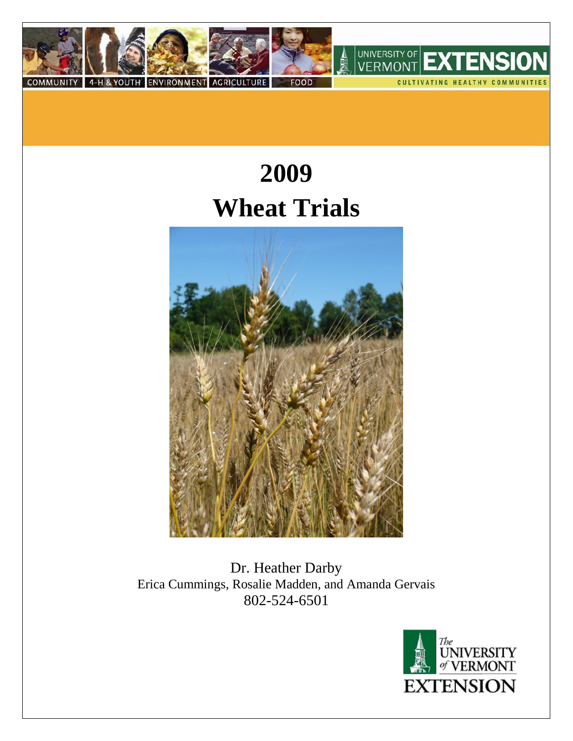COMMUNITY | 4-H & YOUTH | ENVIRONMENT | AGRICULTURE | FOOD

UNIVERSITY OF VERMONT EXTENSION

CULTIVATING HEALTHY COMMUNITIES

# 2009

# Wheat Trials

Dr. Heather Darby

Erica Cummings, Rosalie Madden, and Amanda Gervais

802-524-6501

The UNIVERSITY of VERMONT EXTENSION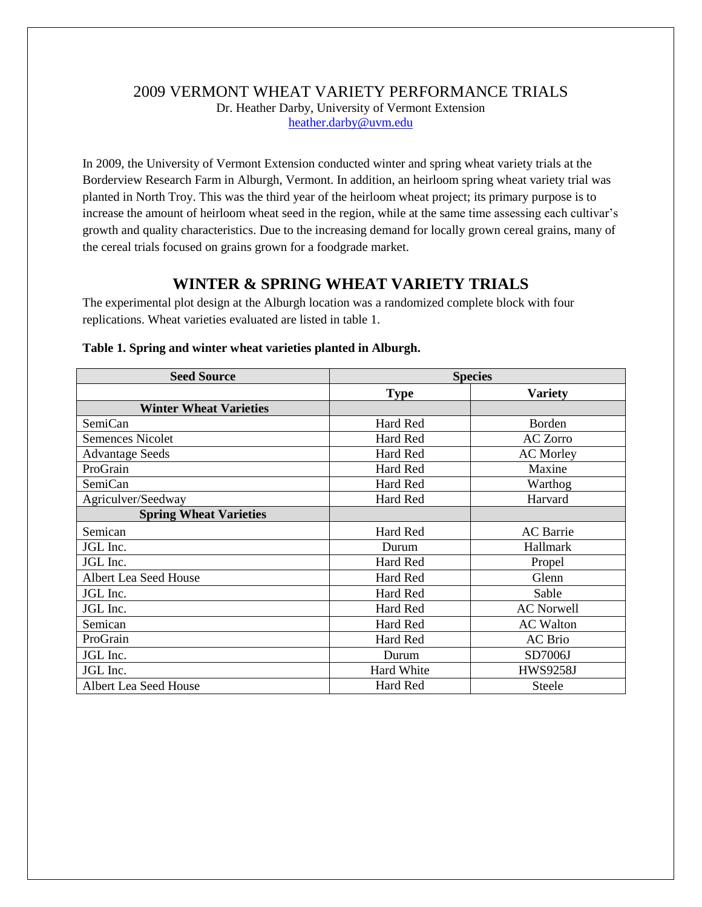# 2009 VERMONT WHEAT VARIETY PERFORMANCE TRIALS

Dr. Heather Darby, University of Vermont Extension
heather.darby@uvm.edu

In 2009, the University of Vermont Extension conducted winter and spring wheat variety trials at the Borderview Research Farm in Alburgh, Vermont. In addition, an heirloom spring wheat variety trial was planted in North Troy. This was the third year of the heirloom wheat project; its primary purpose is to increase the amount of heirloom wheat seed in the region, while at the same time assessing each cultivar's growth and quality characteristics. Due to the increasing demand for locally grown cereal grains, many of the cereal trials focused on grains grown for a foodgrade market.

## WINTER & SPRING WHEAT VARIETY TRIALS

The experimental plot design at the Alburgh location was a randomized complete block with four replications. Wheat varieties evaluated are listed in table 1.

**Table 1. Spring and winter wheat varieties planted in Alburgh.**

| Seed Source | Species | |
|---|---|---|
| | **Type** | **Variety** |
| **Winter Wheat Varieties** | | |
| SemiCan | Hard Red | Borden |
| Semences Nicolet | Hard Red | AC Zorro |
| Advantage Seeds | Hard Red | AC Morley |
| ProGrain | Hard Red | Maxine |
| SemiCan | Hard Red | Warthog |
| Agriculver/Seedway | Hard Red | Harvard |
| **Spring Wheat Varieties** | | |
| Semican | Hard Red | AC Barrie |
| JGL Inc. | Durum | Hallmark |
| JGL Inc. | Hard Red | Propel |
| Albert Lea Seed House | Hard Red | Glenn |
| JGL Inc. | Hard Red | Sable |
| JGL Inc. | Hard Red | AC Norwell |
| Semican | Hard Red | AC Walton |
| ProGrain | Hard Red | AC Brio |
| JGL Inc. | Durum | SD7006J |
| JGL Inc. | Hard White | HWS9258J |
| Albert Lea Seed House | Hard Red | Steele |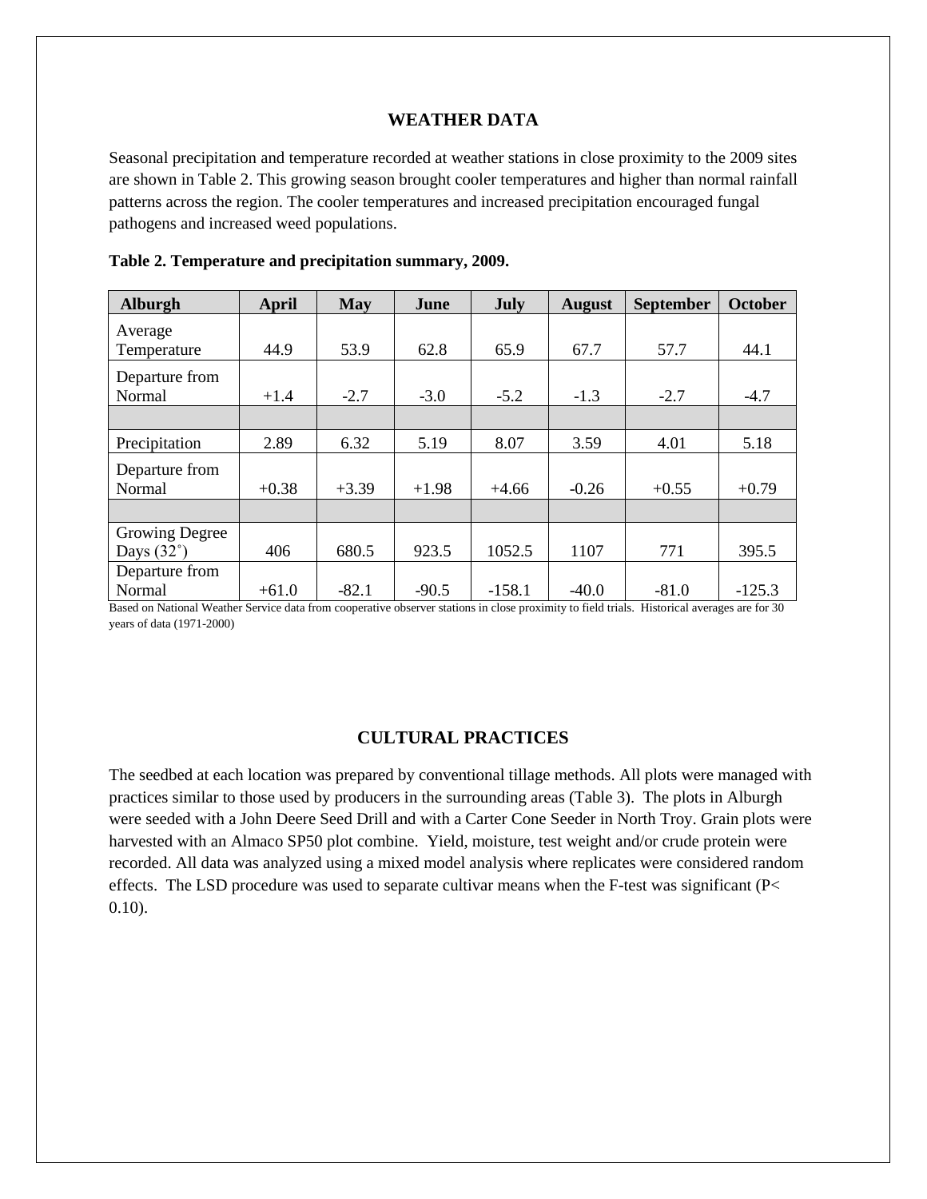## WEATHER DATA

Seasonal precipitation and temperature recorded at weather stations in close proximity to the 2009 sites are shown in Table 2. This growing season brought cooler temperatures and higher than normal rainfall patterns across the region. The cooler temperatures and increased precipitation encouraged fungal pathogens and increased weed populations.

**Table 2. Temperature and precipitation summary, 2009.**

| Alburgh | April | May | June | July | August | September | October |
|---|---|---|---|---|---|---|---|
| Average Temperature | 44.9 | 53.9 | 62.8 | 65.9 | 67.7 | 57.7 | 44.1 |
| Departure from Normal | +1.4 | -2.7 | -3.0 | -5.2 | -1.3 | -2.7 | -4.7 |
| | | | | | | | |
| Precipitation | 2.89 | 6.32 | 5.19 | 8.07 | 3.59 | 4.01 | 5.18 |
| Departure from Normal | +0.38 | +3.39 | +1.98 | +4.66 | -0.26 | +0.55 | +0.79 |
| | | | | | | | |
| Growing Degree Days (32˚) | 406 | 680.5 | 923.5 | 1052.5 | 1107 | 771 | 395.5 |
| Departure from Normal | +61.0 | -82.1 | -90.5 | -158.1 | -40.0 | -81.0 | -125.3 |

Based on National Weather Service data from cooperative observer stations in close proximity to field trials. Historical averages are for 30 years of data (1971-2000)

## CULTURAL PRACTICES

The seedbed at each location was prepared by conventional tillage methods. All plots were managed with practices similar to those used by producers in the surrounding areas (Table 3). The plots in Alburgh were seeded with a John Deere Seed Drill and with a Carter Cone Seeder in North Troy. Grain plots were harvested with an Almaco SP50 plot combine. Yield, moisture, test weight and/or crude protein were recorded. All data was analyzed using a mixed model analysis where replicates were considered random effects. The LSD procedure was used to separate cultivar means when the F-test was significant ($P < 0.10$).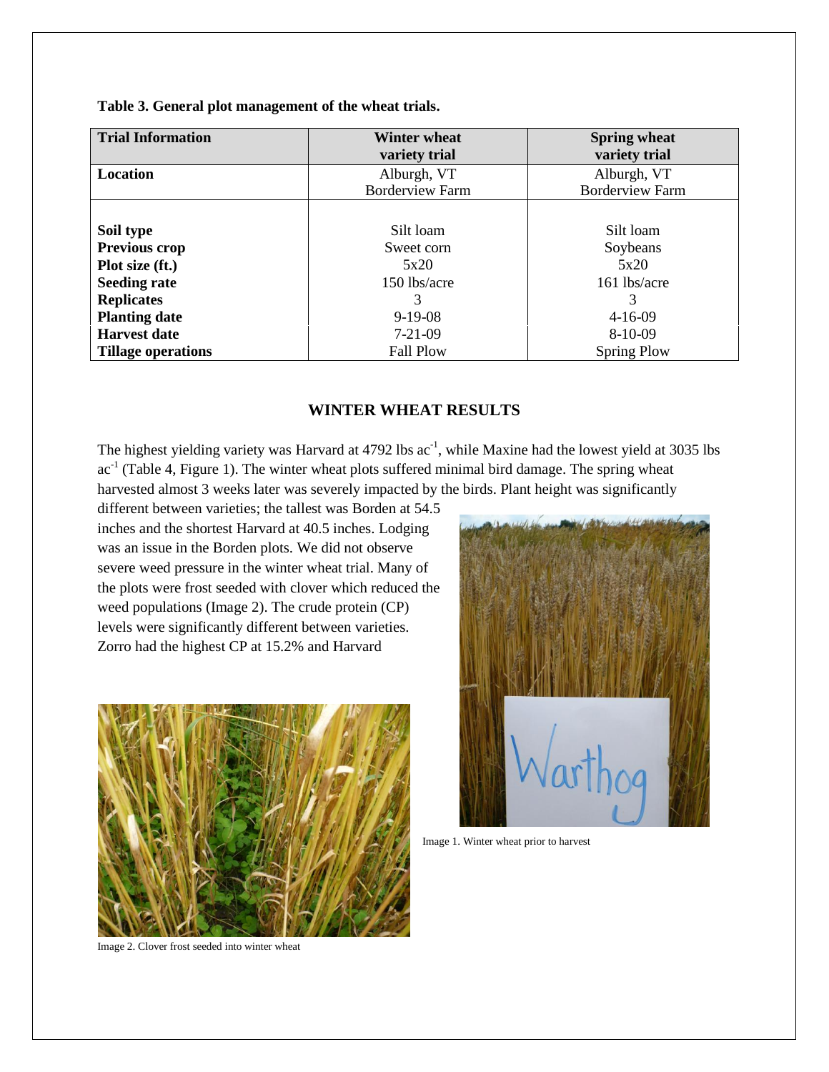**Table 3. General plot management of the wheat trials.**

| Trial Information | Winter wheat variety trial | Spring wheat variety trial |
|---|---|---|
| **Location** | Alburgh, VT Borderview Farm | Alburgh, VT Borderview Farm |
| **Soil type** | Silt loam | Silt loam |
| **Previous crop** | Sweet corn | Soybeans |
| **Plot size (ft.)** | 5x20 | 5x20 |
| **Seeding rate** | 150 lbs/acre | 161 lbs/acre |
| **Replicates** | 3 | 3 |
| **Planting date** | 9-19-08 | 4-16-09 |
| **Harvest date** | 7-21-09 | 8-10-09 |
| **Tillage operations** | Fall Plow | Spring Plow |

## WINTER WHEAT RESULTS

The highest yielding variety was Harvard at 4792 lbs $ac^{-1}$, while Maxine had the lowest yield at 3035 lbs $ac^{-1}$ (Table 4, Figure 1). The winter wheat plots suffered minimal bird damage. The spring wheat harvested almost 3 weeks later was severely impacted by the birds. Plant height was significantly different between varieties; the tallest was Borden at 54.5 inches and the shortest Harvard at 40.5 inches. Lodging was an issue in the Borden plots. We did not observe severe weed pressure in the winter wheat trial. Many of the plots were frost seeded with clover which reduced the weed populations (Image 2). The crude protein (CP) levels were significantly different between varieties. Zorro had the highest CP at 15.2% and Harvard

Image 1. Winter wheat prior to harvest

Image 2. Clover frost seeded into winter wheat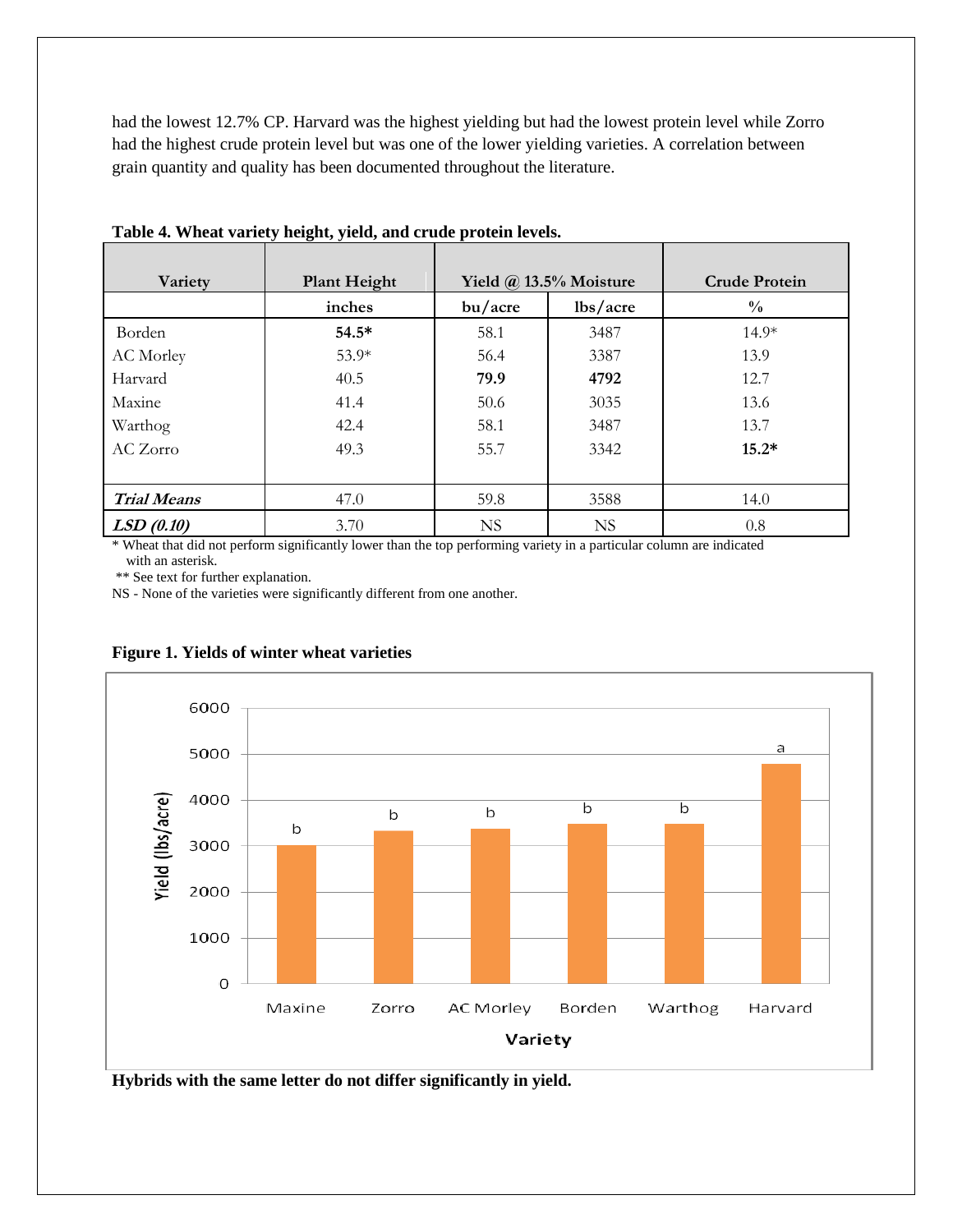had the lowest 12.7% CP. Harvard was the highest yielding but had the lowest protein level while Zorro had the highest crude protein level but was one of the lower yielding varieties. A correlation between grain quantity and quality has been documented throughout the literature.

**Table 4. Wheat variety height, yield, and crude protein levels.**

| Variety | Plant Height | Yield @ 13.5% Moisture | | Crude Protein |
|---|---|---|---|---|
| | inches | bu/acre | lbs/acre | % |
| Borden | **54.5*** | 58.1 | 3487 | 14.9* |
| AC Morley | 53.9* | 56.4 | 3387 | 13.9 |
| Harvard | 40.5 | **79.9** | **4792** | 12.7 |
| Maxine | 41.4 | 50.6 | 3035 | 13.6 |
| Warthog | 42.4 | 58.1 | 3487 | 13.7 |
| AC Zorro | 49.3 | 55.7 | 3342 | **15.2*** |
| ***Trial Means*** | 47.0 | 59.8 | 3588 | 14.0 |
| ***LSD (0.10)*** | 3.70 | NS | NS | 0.8 |

\* Wheat that did not perform significantly lower than the top performing variety in a particular column are indicated with an asterisk.

\*\* See text for further explanation.

NS - None of the varieties were significantly different from one another.

**Figure 1. Yields of winter wheat varieties**

| Variety | Yield (lbs/acre) | Group |
|---|---|---|
| Maxine | 3035 | b |
| Zorro | 3342 | b |
| AC Morley | 3387 | b |
| Borden | 3487 | b |
| Warthog | 3487 | b |
| Harvard | 4792 | a |

**Hybrids with the same letter do not differ significantly in yield.**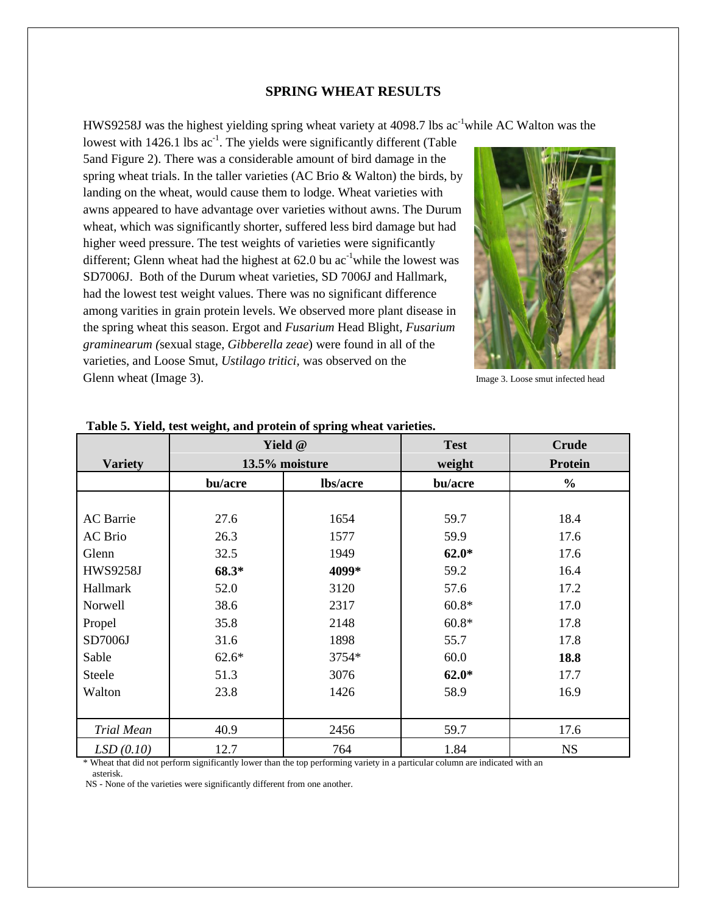## SPRING WHEAT RESULTS

HWS9258J was the highest yielding spring wheat variety at 4098.7 lbs ac$^{-1}$ while AC Walton was the lowest with 1426.1 lbs ac$^{-1}$. The yields were significantly different (Table 5and Figure 2). There was a considerable amount of bird damage in the spring wheat trials. In the taller varieties (AC Brio & Walton) the birds, by landing on the wheat, would cause them to lodge. Wheat varieties with awns appeared to have advantage over varieties without awns. The Durum wheat, which was significantly shorter, suffered less bird damage but had higher weed pressure. The test weights of varieties were significantly different; Glenn wheat had the highest at 62.0 bu ac$^{-1}$ while the lowest was SD7006J. Both of the Durum wheat varieties, SD 7006J and Hallmark, had the lowest test weight values. There was no significant difference among varities in grain protein levels. We observed more plant disease in the spring wheat this season. Ergot and *Fusarium* Head Blight, *Fusarium graminearum (*sexual stage, *Gibberella zeae*) were found in all of the varieties, and Loose Smut, *Ustilago tritici*, was observed on the Glenn wheat (Image 3).

Image 3. Loose smut infected head

**Table 5. Yield, test weight, and protein of spring wheat varieties.**

| Variety | Yield @ 13.5% moisture | | Test weight | Crude Protein |
|---|---|---|---|---|
| | bu/acre | lbs/acre | bu/acre | % |
| AC Barrie | 27.6 | 1654 | 59.7 | 18.4 |
| AC Brio | 26.3 | 1577 | 59.9 | 17.6 |
| Glenn | 32.5 | 1949 | **62.0*** | 17.6 |
| HWS9258J | **68.3*** | **4099*** | 59.2 | 16.4 |
| Hallmark | 52.0 | 3120 | 57.6 | 17.2 |
| Norwell | 38.6 | 2317 | 60.8* | 17.0 |
| Propel | 35.8 | 2148 | 60.8* | 17.8 |
| SD7006J | 31.6 | 1898 | 55.7 | 17.8 |
| Sable | 62.6* | 3754* | 60.0 | **18.8** |
| Steele | 51.3 | 3076 | **62.0*** | 17.7 |
| Walton | 23.8 | 1426 | 58.9 | 16.9 |
| *Trial Mean* | 40.9 | 2456 | 59.7 | 17.6 |
| *LSD (0.10)* | 12.7 | 764 | 1.84 | NS |

\* Wheat that did not perform significantly lower than the top performing variety in a particular column are indicated with an asterisk.

NS - None of the varieties were significantly different from one another.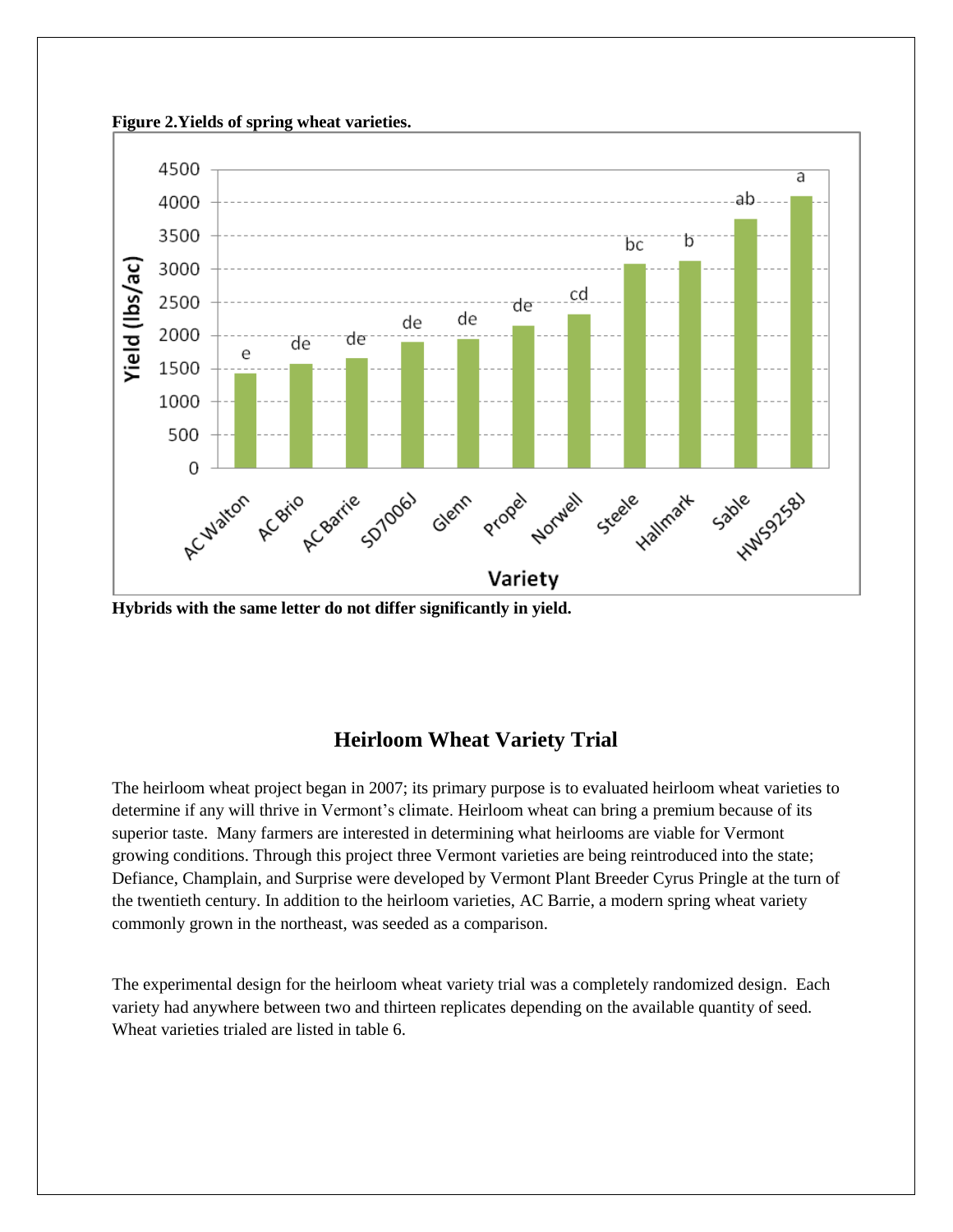**Figure 2. Yields of spring wheat varieties.**

**Hybrids with the same letter do not differ significantly in yield.**

## Heirloom Wheat Variety Trial

The heirloom wheat project began in 2007; its primary purpose is to evaluated heirloom wheat varieties to determine if any will thrive in Vermont's climate. Heirloom wheat can bring a premium because of its superior taste. Many farmers are interested in determining what heirlooms are viable for Vermont growing conditions. Through this project three Vermont varieties are being reintroduced into the state; Defiance, Champlain, and Surprise were developed by Vermont Plant Breeder Cyrus Pringle at the turn of the twentieth century. In addition to the heirloom varieties, AC Barrie, a modern spring wheat variety commonly grown in the northeast, was seeded as a comparison.

The experimental design for the heirloom wheat variety trial was a completely randomized design. Each variety had anywhere between two and thirteen replicates depending on the available quantity of seed. Wheat varieties trialed are listed in table 6.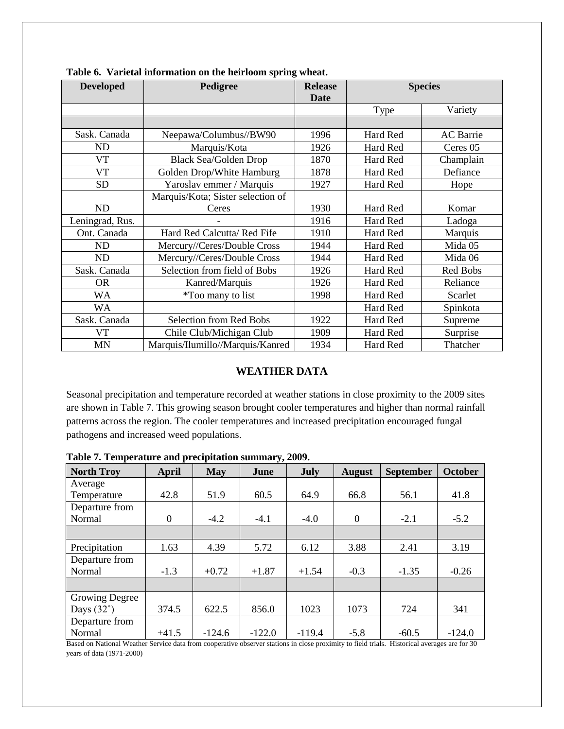**Table 6. Varietal information on the heirloom spring wheat.**

| Developed | Pedigree | Release Date | Species | |
|---|---|---|---|---|
| | | | Type | Variety |
| | | | | |
| Sask. Canada | Neepawa/Columbus//BW90 | 1996 | Hard Red | AC Barrie |
| ND | Marquis/Kota | 1926 | Hard Red | Ceres 05 |
| VT | Black Sea/Golden Drop | 1870 | Hard Red | Champlain |
| VT | Golden Drop/White Hamburg | 1878 | Hard Red | Defiance |
| SD | Yaroslav emmer / Marquis | 1927 | Hard Red | Hope |
| ND | Marquis/Kota; Sister selection of Ceres | 1930 | Hard Red | Komar |
| Leningrad, Rus. | - | 1916 | Hard Red | Ladoga |
| Ont. Canada | Hard Red Calcutta/ Red Fife | 1910 | Hard Red | Marquis |
| ND | Mercury//Ceres/Double Cross | 1944 | Hard Red | Mida 05 |
| ND | Mercury//Ceres/Double Cross | 1944 | Hard Red | Mida 06 |
| Sask. Canada | Selection from field of Bobs | 1926 | Hard Red | Red Bobs |
| OR | Kanred/Marquis | 1926 | Hard Red | Reliance |
| WA | *Too many to list | 1998 | Hard Red | Scarlet |
| WA | | | Hard Red | Spinkota |
| Sask. Canada | Selection from Red Bobs | 1922 | Hard Red | Supreme |
| VT | Chile Club/Michigan Club | 1909 | Hard Red | Surprise |
| MN | Marquis/Ilumillo//Marquis/Kanred | 1934 | Hard Red | Thatcher |

## WEATHER DATA

Seasonal precipitation and temperature recorded at weather stations in close proximity to the 2009 sites are shown in Table 7. This growing season brought cooler temperatures and higher than normal rainfall patterns across the region. The cooler temperatures and increased precipitation encouraged fungal pathogens and increased weed populations.

**Table 7. Temperature and precipitation summary, 2009.**

| North Troy | April | May | June | July | August | September | October |
|---|---|---|---|---|---|---|---|
| Average Temperature | 42.8 | 51.9 | 60.5 | 64.9 | 66.8 | 56.1 | 41.8 |
| Departure from Normal | 0 | -4.2 | -4.1 | -4.0 | 0 | -2.1 | -5.2 |
| | | | | | | | |
| Precipitation | 1.63 | 4.39 | 5.72 | 6.12 | 3.88 | 2.41 | 3.19 |
| Departure from Normal | -1.3 | +0.72 | +1.87 | +1.54 | -0.3 | -1.35 | -0.26 |
| | | | | | | | |
| Growing Degree Days (32˚) | 374.5 | 622.5 | 856.0 | 1023 | 1073 | 724 | 341 |
| Departure from Normal | +41.5 | -124.6 | -122.0 | -119.4 | -5.8 | -60.5 | -124.0 |

Based on National Weather Service data from cooperative observer stations in close proximity to field trials. Historical averages are for 30 years of data (1971-2000)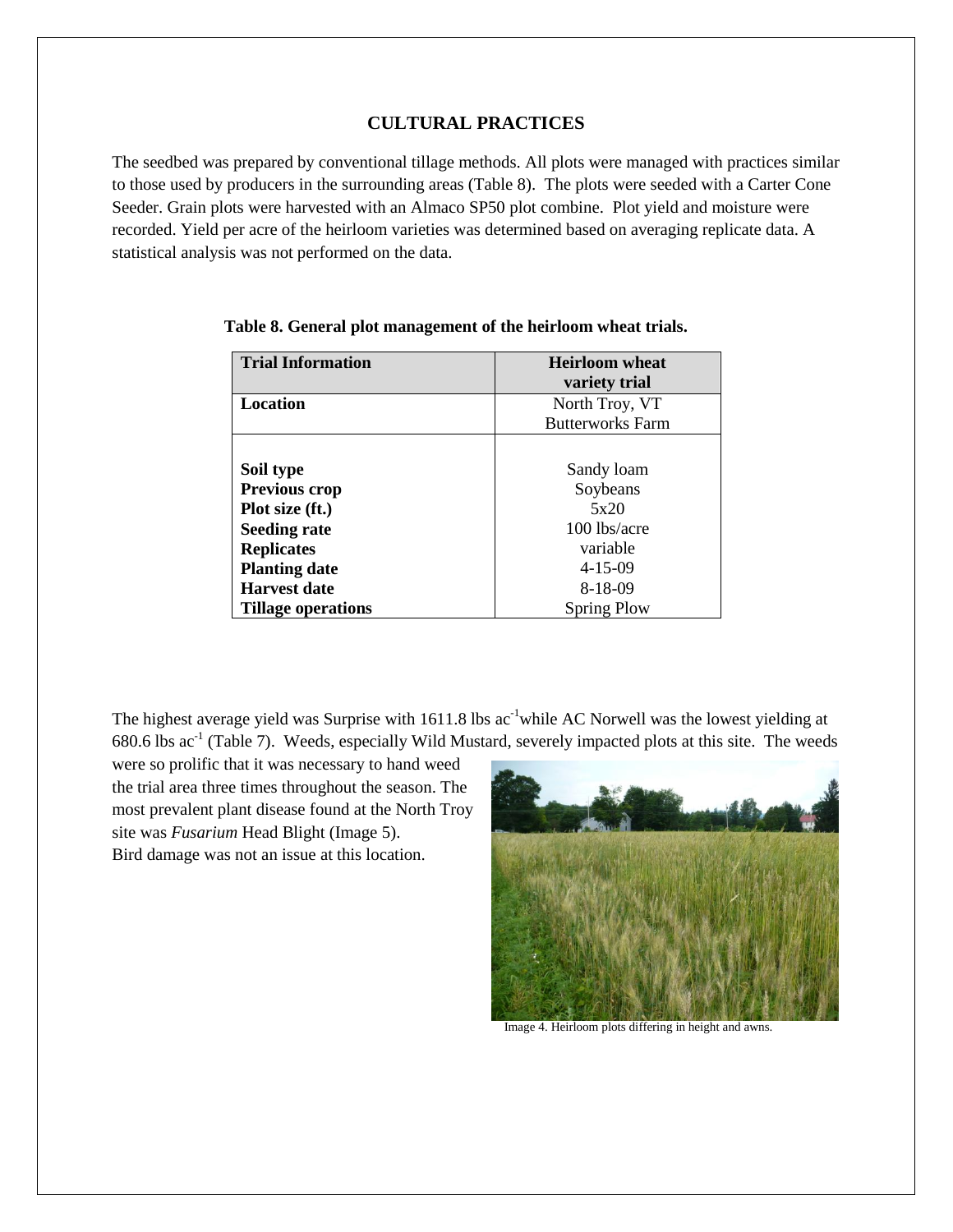## CULTURAL PRACTICES

The seedbed was prepared by conventional tillage methods. All plots were managed with practices similar to those used by producers in the surrounding areas (Table 8). The plots were seeded with a Carter Cone Seeder. Grain plots were harvested with an Almaco SP50 plot combine. Plot yield and moisture were recorded. Yield per acre of the heirloom varieties was determined based on averaging replicate data. A statistical analysis was not performed on the data.

**Table 8. General plot management of the heirloom wheat trials.**

| Trial Information | Heirloom wheat variety trial |
|---|---|
| **Location** | North Troy, VT Butterworks Farm |
| **Soil type** | Sandy loam |
| **Previous crop** | Soybeans |
| **Plot size (ft.)** | 5x20 |
| **Seeding rate** | 100 lbs/acre |
| **Replicates** | variable |
| **Planting date** | 4-15-09 |
| **Harvest date** | 8-18-09 |
| **Tillage operations** | Spring Plow |

The highest average yield was Surprise with 1611.8 lbs $ac^{-1}$ while AC Norwell was the lowest yielding at 680.6 lbs $ac^{-1}$ (Table 7). Weeds, especially Wild Mustard, severely impacted plots at this site. The weeds were so prolific that it was necessary to hand weed the trial area three times throughout the season. The most prevalent plant disease found at the North Troy site was *Fusarium* Head Blight (Image 5). Bird damage was not an issue at this location.

Image 4. Heirloom plots differing in height and awns.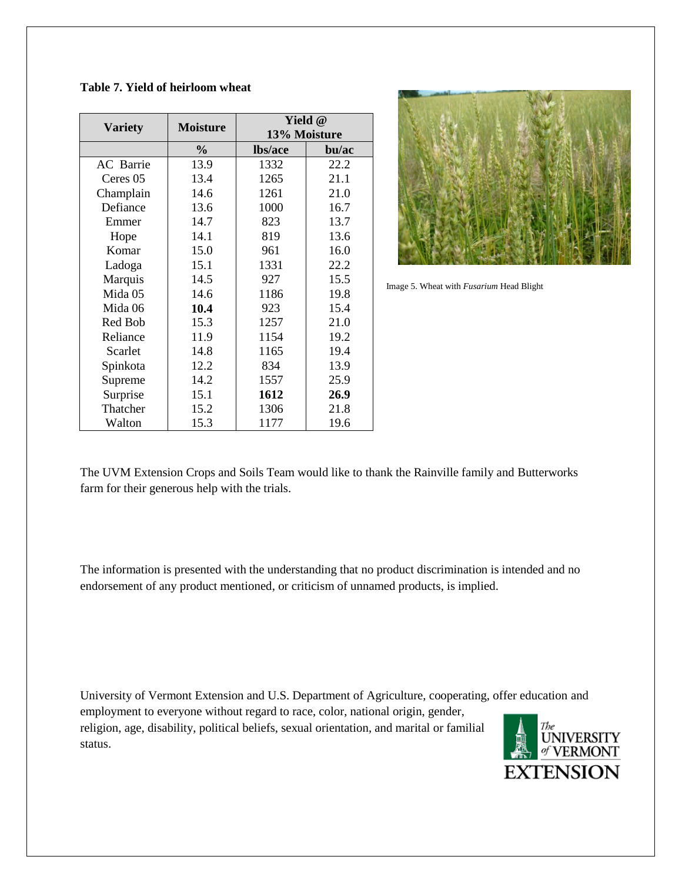**Table 7. Yield of heirloom wheat**

| Variety | Moisture | Yield @ 13% Moisture | |
|---|---|---|---|
| | % | lbs/ace | bu/ac |
| AC Barrie | 13.9 | 1332 | 22.2 |
| Ceres 05 | 13.4 | 1265 | 21.1 |
| Champlain | 14.6 | 1261 | 21.0 |
| Defiance | 13.6 | 1000 | 16.7 |
| Emmer | 14.7 | 823 | 13.7 |
| Hope | 14.1 | 819 | 13.6 |
| Komar | 15.0 | 961 | 16.0 |
| Ladoga | 15.1 | 1331 | 22.2 |
| Marquis | 14.5 | 927 | 15.5 |
| Mida 05 | 14.6 | 1186 | 19.8 |
| Mida 06 | **10.4** | 923 | 15.4 |
| Red Bob | 15.3 | 1257 | 21.0 |
| Reliance | 11.9 | 1154 | 19.2 |
| Scarlet | 14.8 | 1165 | 19.4 |
| Spinkota | 12.2 | 834 | 13.9 |
| Supreme | 14.2 | 1557 | 25.9 |
| Surprise | 15.1 | **1612** | **26.9** |
| Thatcher | 15.2 | 1306 | 21.8 |
| Walton | 15.3 | 1177 | 19.6 |

Image 5. Wheat with *Fusarium* Head Blight

The UVM Extension Crops and Soils Team would like to thank the Rainville family and Butterworks farm for their generous help with the trials.

The information is presented with the understanding that no product discrimination is intended and no endorsement of any product mentioned, or criticism of unnamed products, is implied.

University of Vermont Extension and U.S. Department of Agriculture, cooperating, offer education and employment to everyone without regard to race, color, national origin, gender, religion, age, disability, political beliefs, sexual orientation, and marital or familial status.